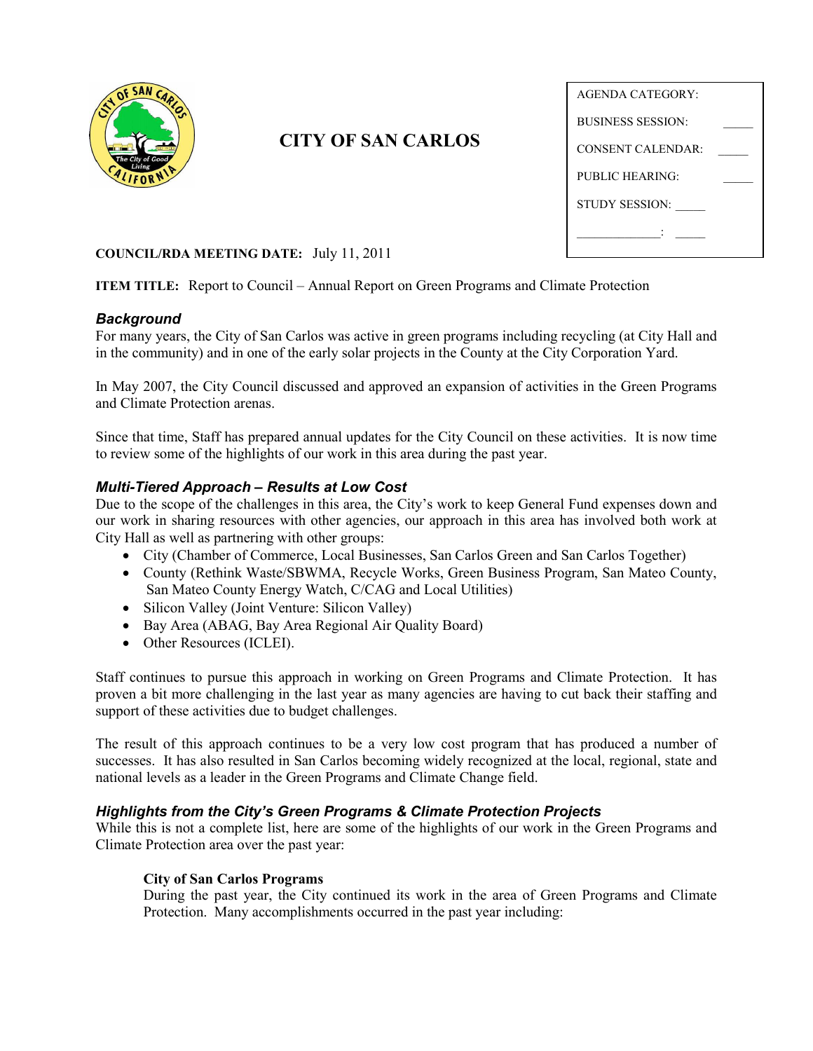# CITY OF SAN CARLOS

| AGENDA CATEGORY: | |
|---|---|
| BUSINESS SESSION: | _____ |
| CONSENT CALENDAR: | _____ |
| PUBLIC HEARING: | _____ |
| STUDY SESSION: | _____ |
| _____________: | _____ |

**COUNCIL/RDA MEETING DATE:** July 11, 2011

**ITEM TITLE:** Report to Council – Annual Report on Green Programs and Climate Protection

## *Background*

For many years, the City of San Carlos was active in green programs including recycling (at City Hall and in the community) and in one of the early solar projects in the County at the City Corporation Yard.

In May 2007, the City Council discussed and approved an expansion of activities in the Green Programs and Climate Protection arenas.

Since that time, Staff has prepared annual updates for the City Council on these activities. It is now time to review some of the highlights of our work in this area during the past year.

## *Multi-Tiered Approach – Results at Low Cost*

Due to the scope of the challenges in this area, the City's work to keep General Fund expenses down and our work in sharing resources with other agencies, our approach in this area has involved both work at City Hall as well as partnering with other groups:

- City (Chamber of Commerce, Local Businesses, San Carlos Green and San Carlos Together)
- County (Rethink Waste/SBWMA, Recycle Works, Green Business Program, San Mateo County, San Mateo County Energy Watch, C/CAG and Local Utilities)
- Silicon Valley (Joint Venture: Silicon Valley)
- Bay Area (ABAG, Bay Area Regional Air Quality Board)
- Other Resources (ICLEI).

Staff continues to pursue this approach in working on Green Programs and Climate Protection. It has proven a bit more challenging in the last year as many agencies are having to cut back their staffing and support of these activities due to budget challenges.

The result of this approach continues to be a very low cost program that has produced a number of successes. It has also resulted in San Carlos becoming widely recognized at the local, regional, state and national levels as a leader in the Green Programs and Climate Change field.

## *Highlights from the City's Green Programs & Climate Protection Projects*

While this is not a complete list, here are some of the highlights of our work in the Green Programs and Climate Protection area over the past year:

### City of San Carlos Programs

During the past year, the City continued its work in the area of Green Programs and Climate Protection. Many accomplishments occurred in the past year including: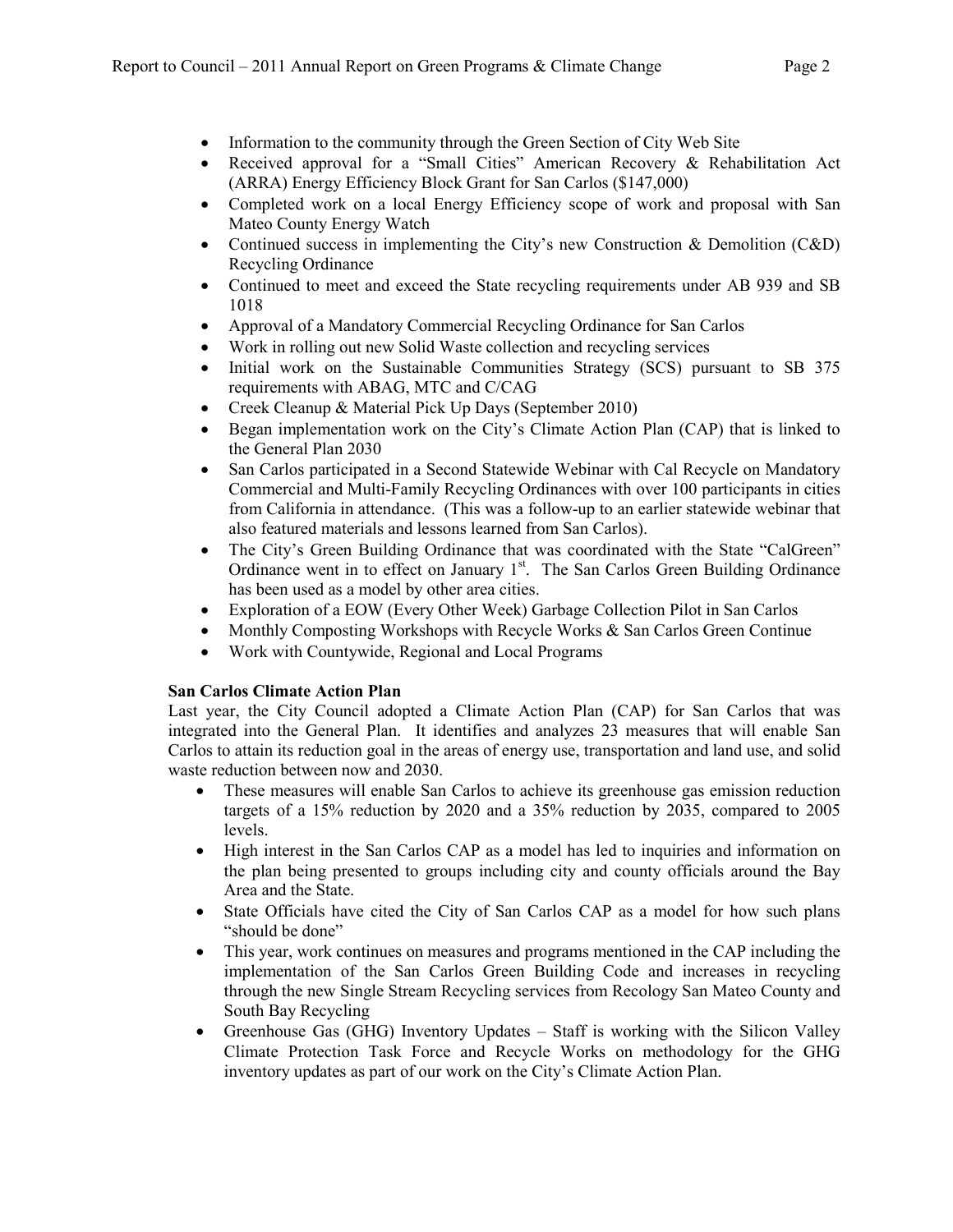- Information to the community through the Green Section of City Web Site
- Received approval for a "Small Cities" American Recovery & Rehabilitation Act (ARRA) Energy Efficiency Block Grant for San Carlos ($147,000)
- Completed work on a local Energy Efficiency scope of work and proposal with San Mateo County Energy Watch
- Continued success in implementing the City's new Construction & Demolition (C&D) Recycling Ordinance
- Continued to meet and exceed the State recycling requirements under AB 939 and SB 1018
- Approval of a Mandatory Commercial Recycling Ordinance for San Carlos
- Work in rolling out new Solid Waste collection and recycling services
- Initial work on the Sustainable Communities Strategy (SCS) pursuant to SB 375 requirements with ABAG, MTC and C/CAG
- Creek Cleanup & Material Pick Up Days (September 2010)
- Began implementation work on the City's Climate Action Plan (CAP) that is linked to the General Plan 2030
- San Carlos participated in a Second Statewide Webinar with Cal Recycle on Mandatory Commercial and Multi-Family Recycling Ordinances with over 100 participants in cities from California in attendance. (This was a follow-up to an earlier statewide webinar that also featured materials and lessons learned from San Carlos).
- The City's Green Building Ordinance that was coordinated with the State "CalGreen" Ordinance went in to effect on January 1st. The San Carlos Green Building Ordinance has been used as a model by other area cities.
- Exploration of a EOW (Every Other Week) Garbage Collection Pilot in San Carlos
- Monthly Composting Workshops with Recycle Works & San Carlos Green Continue
- Work with Countywide, Regional and Local Programs

**San Carlos Climate Action Plan**

Last year, the City Council adopted a Climate Action Plan (CAP) for San Carlos that was integrated into the General Plan. It identifies and analyzes 23 measures that will enable San Carlos to attain its reduction goal in the areas of energy use, transportation and land use, and solid waste reduction between now and 2030.

- These measures will enable San Carlos to achieve its greenhouse gas emission reduction targets of a 15% reduction by 2020 and a 35% reduction by 2035, compared to 2005 levels.
- High interest in the San Carlos CAP as a model has led to inquiries and information on the plan being presented to groups including city and county officials around the Bay Area and the State.
- State Officials have cited the City of San Carlos CAP as a model for how such plans "should be done"
- This year, work continues on measures and programs mentioned in the CAP including the implementation of the San Carlos Green Building Code and increases in recycling through the new Single Stream Recycling services from Recology San Mateo County and South Bay Recycling
- Greenhouse Gas (GHG) Inventory Updates – Staff is working with the Silicon Valley Climate Protection Task Force and Recycle Works on methodology for the GHG inventory updates as part of our work on the City's Climate Action Plan.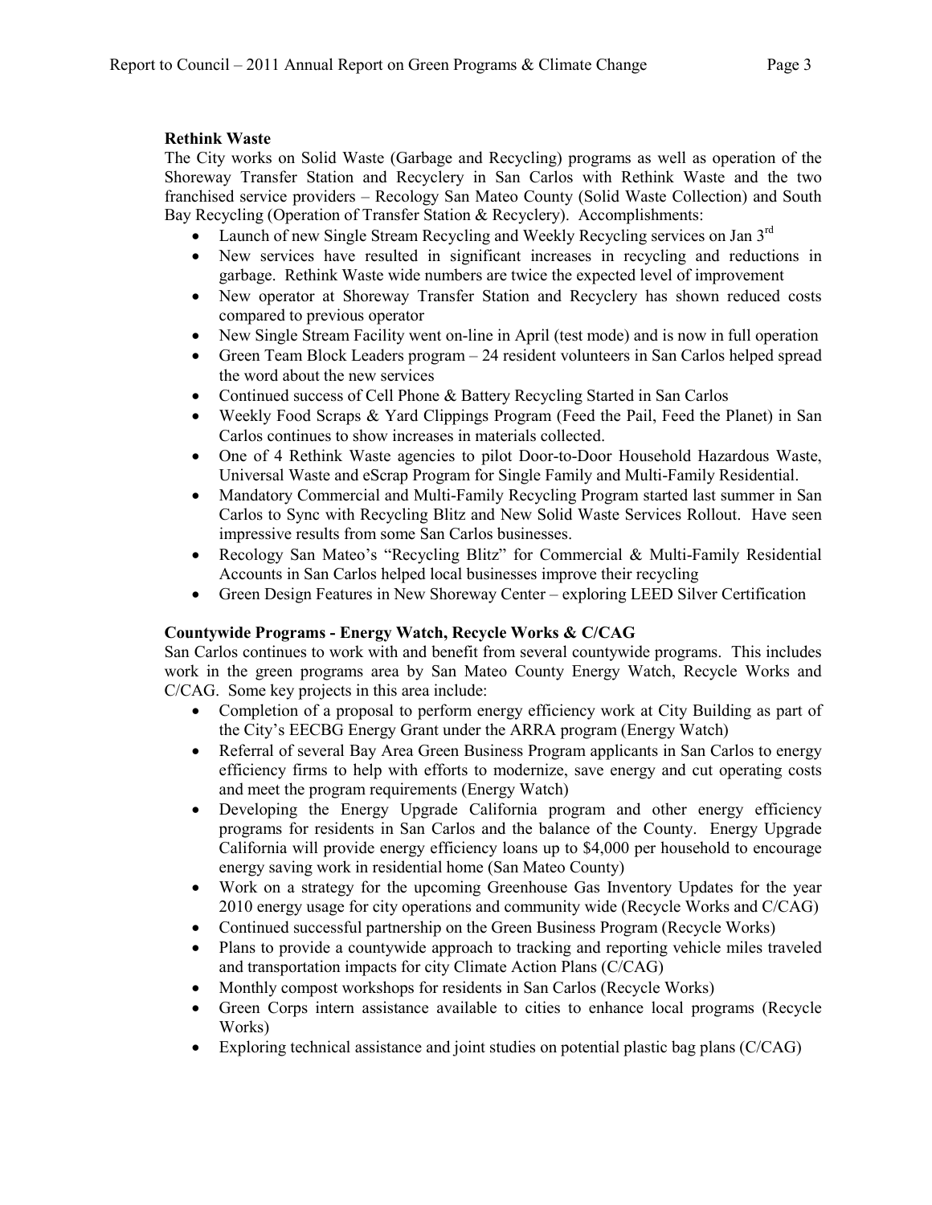**Rethink Waste**

The City works on Solid Waste (Garbage and Recycling) programs as well as operation of the Shoreway Transfer Station and Recyclery in San Carlos with Rethink Waste and the two franchised service providers – Recology San Mateo County (Solid Waste Collection) and South Bay Recycling (Operation of Transfer Station & Recyclery). Accomplishments:

- Launch of new Single Stream Recycling and Weekly Recycling services on Jan 3rd
- New services have resulted in significant increases in recycling and reductions in garbage. Rethink Waste wide numbers are twice the expected level of improvement
- New operator at Shoreway Transfer Station and Recyclery has shown reduced costs compared to previous operator
- New Single Stream Facility went on-line in April (test mode) and is now in full operation
- Green Team Block Leaders program – 24 resident volunteers in San Carlos helped spread the word about the new services
- Continued success of Cell Phone & Battery Recycling Started in San Carlos
- Weekly Food Scraps & Yard Clippings Program (Feed the Pail, Feed the Planet) in San Carlos continues to show increases in materials collected.
- One of 4 Rethink Waste agencies to pilot Door-to-Door Household Hazardous Waste, Universal Waste and eScrap Program for Single Family and Multi-Family Residential.
- Mandatory Commercial and Multi-Family Recycling Program started last summer in San Carlos to Sync with Recycling Blitz and New Solid Waste Services Rollout. Have seen impressive results from some San Carlos businesses.
- Recology San Mateo's "Recycling Blitz" for Commercial & Multi-Family Residential Accounts in San Carlos helped local businesses improve their recycling
- Green Design Features in New Shoreway Center – exploring LEED Silver Certification

**Countywide Programs - Energy Watch, Recycle Works & C/CAG**

San Carlos continues to work with and benefit from several countywide programs. This includes work in the green programs area by San Mateo County Energy Watch, Recycle Works and C/CAG. Some key projects in this area include:

- Completion of a proposal to perform energy efficiency work at City Building as part of the City's EECBG Energy Grant under the ARRA program (Energy Watch)
- Referral of several Bay Area Green Business Program applicants in San Carlos to energy efficiency firms to help with efforts to modernize, save energy and cut operating costs and meet the program requirements (Energy Watch)
- Developing the Energy Upgrade California program and other energy efficiency programs for residents in San Carlos and the balance of the County. Energy Upgrade California will provide energy efficiency loans up to $4,000 per household to encourage energy saving work in residential home (San Mateo County)
- Work on a strategy for the upcoming Greenhouse Gas Inventory Updates for the year 2010 energy usage for city operations and community wide (Recycle Works and C/CAG)
- Continued successful partnership on the Green Business Program (Recycle Works)
- Plans to provide a countywide approach to tracking and reporting vehicle miles traveled and transportation impacts for city Climate Action Plans (C/CAG)
- Monthly compost workshops for residents in San Carlos (Recycle Works)
- Green Corps intern assistance available to cities to enhance local programs (Recycle Works)
- Exploring technical assistance and joint studies on potential plastic bag plans (C/CAG)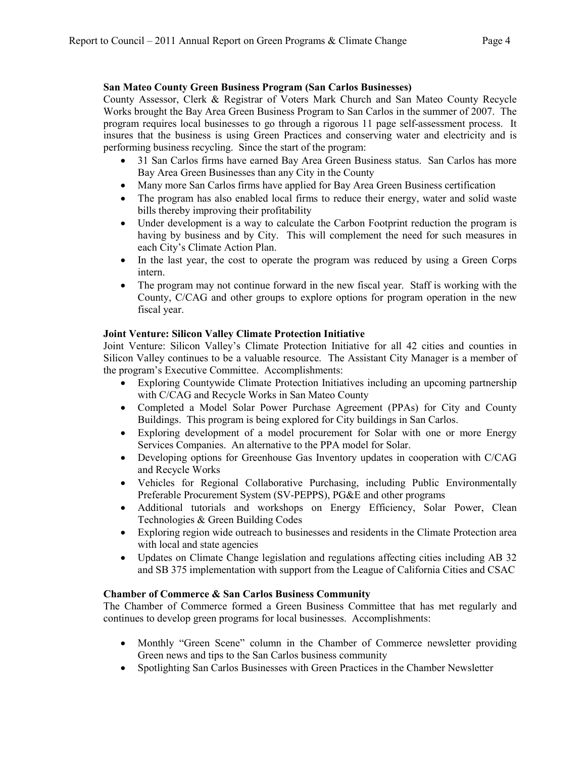**San Mateo County Green Business Program (San Carlos Businesses)**

County Assessor, Clerk & Registrar of Voters Mark Church and San Mateo County Recycle Works brought the Bay Area Green Business Program to San Carlos in the summer of 2007. The program requires local businesses to go through a rigorous 11 page self-assessment process. It insures that the business is using Green Practices and conserving water and electricity and is performing business recycling. Since the start of the program:

- 31 San Carlos firms have earned Bay Area Green Business status. San Carlos has more Bay Area Green Businesses than any City in the County
- Many more San Carlos firms have applied for Bay Area Green Business certification
- The program has also enabled local firms to reduce their energy, water and solid waste bills thereby improving their profitability
- Under development is a way to calculate the Carbon Footprint reduction the program is having by business and by City. This will complement the need for such measures in each City's Climate Action Plan.
- In the last year, the cost to operate the program was reduced by using a Green Corps intern.
- The program may not continue forward in the new fiscal year. Staff is working with the County, C/CAG and other groups to explore options for program operation in the new fiscal year.

**Joint Venture: Silicon Valley Climate Protection Initiative**

Joint Venture: Silicon Valley's Climate Protection Initiative for all 42 cities and counties in Silicon Valley continues to be a valuable resource. The Assistant City Manager is a member of the program's Executive Committee. Accomplishments:

- Exploring Countywide Climate Protection Initiatives including an upcoming partnership with C/CAG and Recycle Works in San Mateo County
- Completed a Model Solar Power Purchase Agreement (PPAs) for City and County Buildings. This program is being explored for City buildings in San Carlos.
- Exploring development of a model procurement for Solar with one or more Energy Services Companies. An alternative to the PPA model for Solar.
- Developing options for Greenhouse Gas Inventory updates in cooperation with C/CAG and Recycle Works
- Vehicles for Regional Collaborative Purchasing, including Public Environmentally Preferable Procurement System (SV-PEPPS), PG&E and other programs
- Additional tutorials and workshops on Energy Efficiency, Solar Power, Clean Technologies & Green Building Codes
- Exploring region wide outreach to businesses and residents in the Climate Protection area with local and state agencies
- Updates on Climate Change legislation and regulations affecting cities including AB 32 and SB 375 implementation with support from the League of California Cities and CSAC

**Chamber of Commerce & San Carlos Business Community**

The Chamber of Commerce formed a Green Business Committee that has met regularly and continues to develop green programs for local businesses. Accomplishments:

- Monthly "Green Scene" column in the Chamber of Commerce newsletter providing Green news and tips to the San Carlos business community
- Spotlighting San Carlos Businesses with Green Practices in the Chamber Newsletter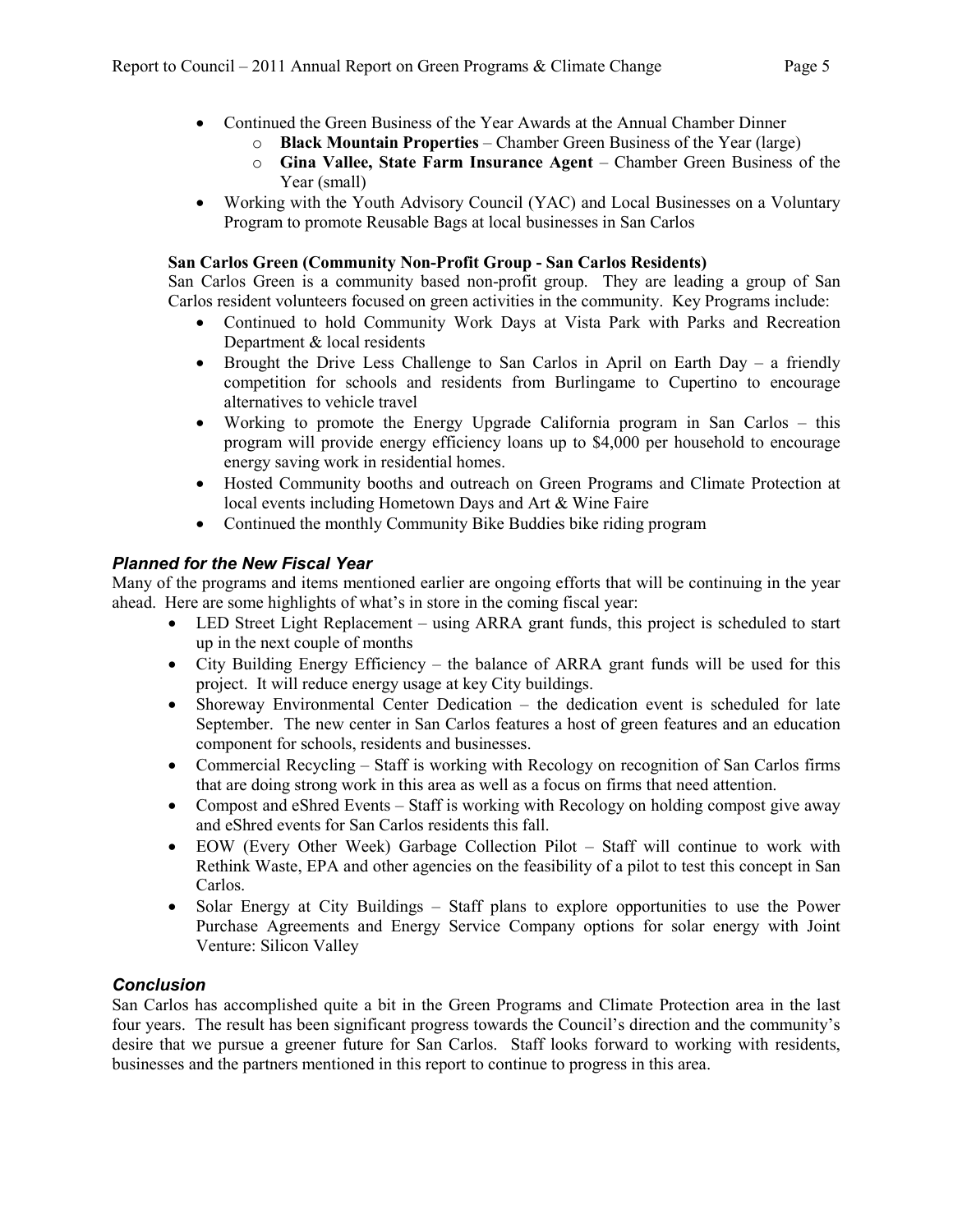- Continued the Green Business of the Year Awards at the Annual Chamber Dinner
  - **Black Mountain Properties** – Chamber Green Business of the Year (large)
  - **Gina Vallee, State Farm Insurance Agent** – Chamber Green Business of the Year (small)
- Working with the Youth Advisory Council (YAC) and Local Businesses on a Voluntary Program to promote Reusable Bags at local businesses in San Carlos

**San Carlos Green (Community Non-Profit Group - San Carlos Residents)**

San Carlos Green is a community based non-profit group. They are leading a group of San Carlos resident volunteers focused on green activities in the community. Key Programs include:

- Continued to hold Community Work Days at Vista Park with Parks and Recreation Department & local residents
- Brought the Drive Less Challenge to San Carlos in April on Earth Day – a friendly competition for schools and residents from Burlingame to Cupertino to encourage alternatives to vehicle travel
- Working to promote the Energy Upgrade California program in San Carlos – this program will provide energy efficiency loans up to $4,000 per household to encourage energy saving work in residential homes.
- Hosted Community booths and outreach on Green Programs and Climate Protection at local events including Hometown Days and Art & Wine Faire
- Continued the monthly Community Bike Buddies bike riding program

## *Planned for the New Fiscal Year*

Many of the programs and items mentioned earlier are ongoing efforts that will be continuing in the year ahead. Here are some highlights of what's in store in the coming fiscal year:

- LED Street Light Replacement – using ARRA grant funds, this project is scheduled to start up in the next couple of months
- City Building Energy Efficiency – the balance of ARRA grant funds will be used for this project. It will reduce energy usage at key City buildings.
- Shoreway Environmental Center Dedication – the dedication event is scheduled for late September. The new center in San Carlos features a host of green features and an education component for schools, residents and businesses.
- Commercial Recycling – Staff is working with Recology on recognition of San Carlos firms that are doing strong work in this area as well as a focus on firms that need attention.
- Compost and eShred Events – Staff is working with Recology on holding compost give away and eShred events for San Carlos residents this fall.
- EOW (Every Other Week) Garbage Collection Pilot – Staff will continue to work with Rethink Waste, EPA and other agencies on the feasibility of a pilot to test this concept in San Carlos.
- Solar Energy at City Buildings – Staff plans to explore opportunities to use the Power Purchase Agreements and Energy Service Company options for solar energy with Joint Venture: Silicon Valley

## *Conclusion*

San Carlos has accomplished quite a bit in the Green Programs and Climate Protection area in the last four years. The result has been significant progress towards the Council's direction and the community's desire that we pursue a greener future for San Carlos. Staff looks forward to working with residents, businesses and the partners mentioned in this report to continue to progress in this area.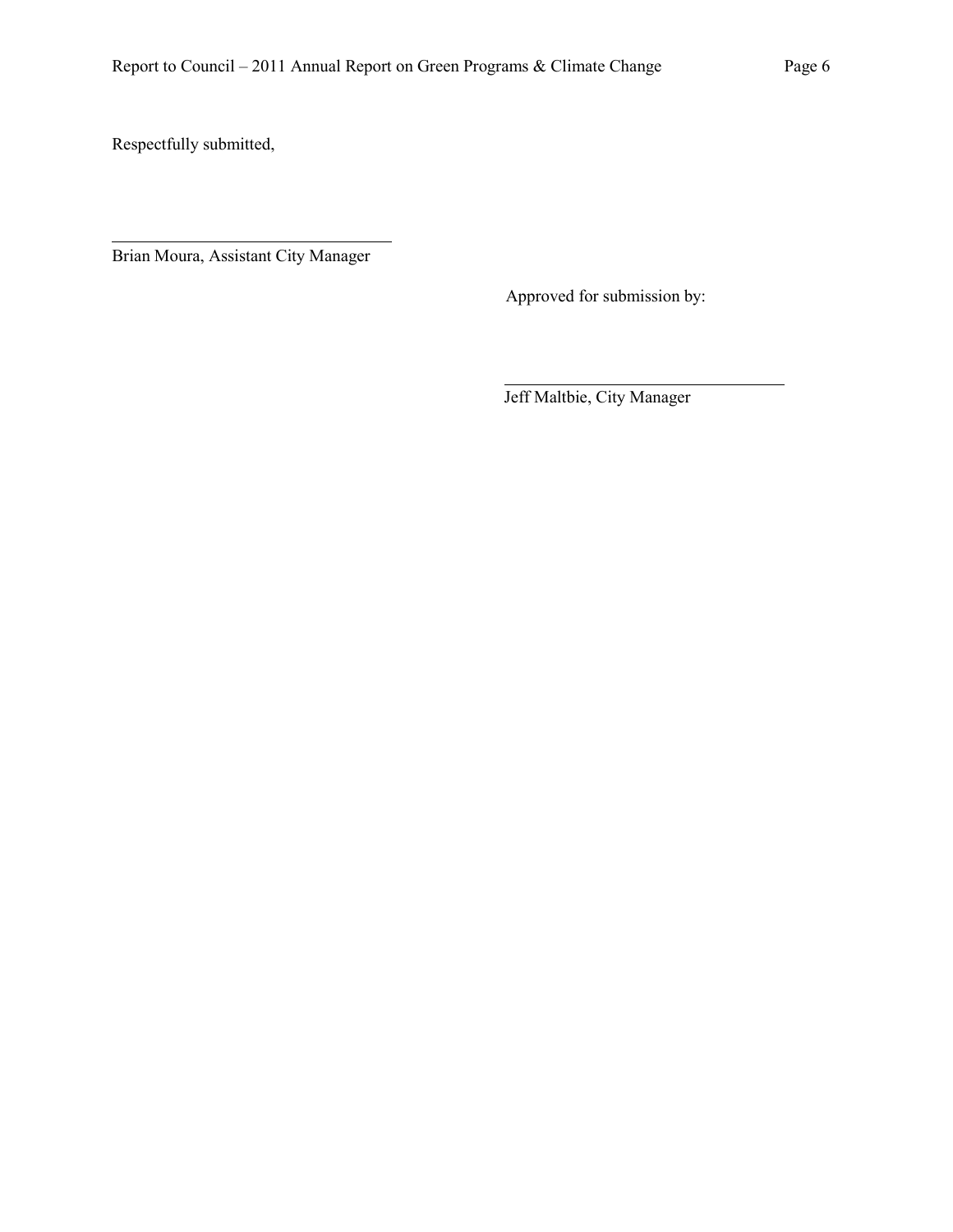Respectfully submitted,

\_\_\_\_\_\_\_\_\_\_\_\_\_\_\_\_\_\_\_\_\_\_\_\_\_\_\_\_\_\_\_\_

Brian Moura, Assistant City Manager

Approved for submission by:

\_\_\_\_\_\_\_\_\_\_\_\_\_\_\_\_\_\_\_\_\_\_\_\_\_\_\_\_\_\_\_\_

Jeff Maltbie, City Manager